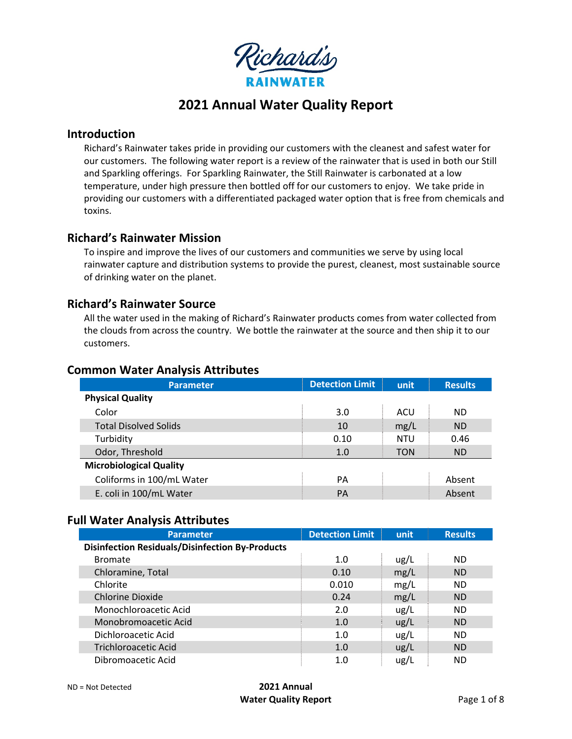Richard's RAINWATER

# 2021 Annual Water Quality Report

## Introduction

Richard's Rainwater takes pride in providing our customers with the cleanest and safest water for our customers. The following water report is a review of the rainwater that is used in both our Still and Sparkling offerings. For Sparkling Rainwater, the Still Rainwater is carbonated at a low temperature, under high pressure then bottled off for our customers to enjoy. We take pride in providing our customers with a differentiated packaged water option that is free from chemicals and toxins.

## Richard's Rainwater Mission

To inspire and improve the lives of our customers and communities we serve by using local rainwater capture and distribution systems to provide the purest, cleanest, most sustainable source of drinking water on the planet.

## Richard's Rainwater Source

All the water used in the making of Richard's Rainwater products comes from water collected from the clouds from across the country. We bottle the rainwater at the source and then ship it to our customers.

## Common Water Analysis Attributes

| Parameter | Detection Limit | unit | Results |
|---|---|---|---|
| **Physical Quality** | | | |
| Color | 3.0 | ACU | ND |
| Total Disolved Solids | 10 | mg/L | ND |
| Turbidity | 0.10 | NTU | 0.46 |
| Odor, Threshold | 1.0 | TON | ND |
| **Microbiological Quality** | | | |
| Coliforms in 100/mL Water | PA | | Absent |
| E. coli in 100/mL Water | PA | | Absent |

## Full Water Analysis Attributes

| Parameter | Detection Limit | unit | Results |
|---|---|---|---|
| **Disinfection Residuals/Disinfection By-Products** | | | |
| Bromate | 1.0 | ug/L | ND |
| Chloramine, Total | 0.10 | mg/L | ND |
| Chlorite | 0.010 | mg/L | ND |
| Chlorine Dioxide | 0.24 | mg/L | ND |
| Monochloroacetic Acid | 2.0 | ug/L | ND |
| Monobromoacetic Acid | 1.0 | ug/L | ND |
| Dichloroacetic Acid | 1.0 | ug/L | ND |
| Trichloroacetic Acid | 1.0 | ug/L | ND |
| Dibromoacetic Acid | 1.0 | ug/L | ND |

ND = Not Detected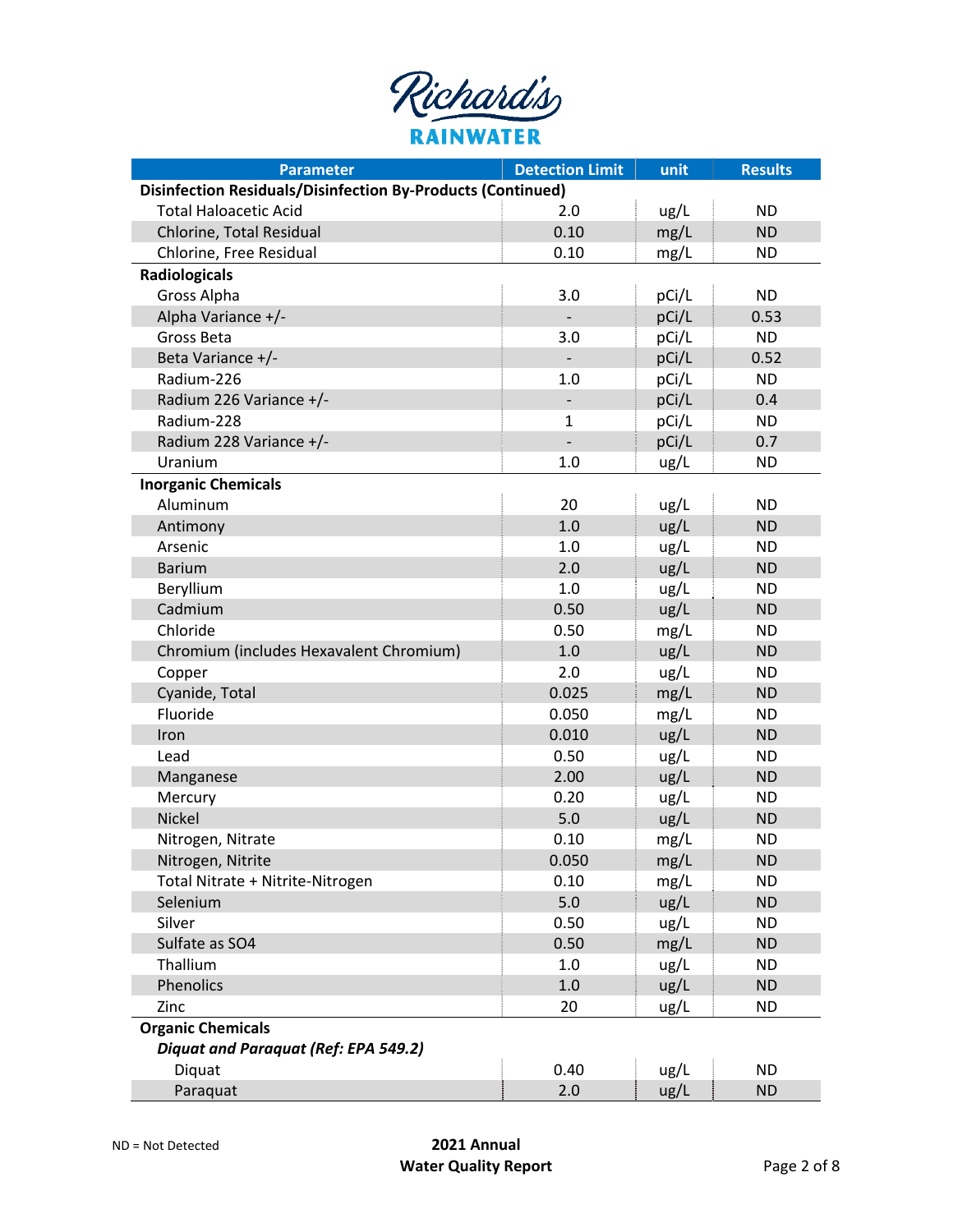Richard's RAINWATER

| Parameter | Detection Limit | unit | Results |
|---|---|---|---|
| **Disinfection Residuals/Disinfection By-Products (Continued)** | | | |
| Total Haloacetic Acid | 2.0 | ug/L | ND |
| Chlorine, Total Residual | 0.10 | mg/L | ND |
| Chlorine, Free Residual | 0.10 | mg/L | ND |
| **Radiologicals** | | | |
| Gross Alpha | 3.0 | pCi/L | ND |
| Alpha Variance +/- | - | pCi/L | 0.53 |
| Gross Beta | 3.0 | pCi/L | ND |
| Beta Variance +/- | - | pCi/L | 0.52 |
| Radium-226 | 1.0 | pCi/L | ND |
| Radium 226 Variance +/- | - | pCi/L | 0.4 |
| Radium-228 | 1 | pCi/L | ND |
| Radium 228 Variance +/- | - | pCi/L | 0.7 |
| Uranium | 1.0 | ug/L | ND |
| **Inorganic Chemicals** | | | |
| Aluminum | 20 | ug/L | ND |
| Antimony | 1.0 | ug/L | ND |
| Arsenic | 1.0 | ug/L | ND |
| Barium | 2.0 | ug/L | ND |
| Beryllium | 1.0 | ug/L | ND |
| Cadmium | 0.50 | ug/L | ND |
| Chloride | 0.50 | mg/L | ND |
| Chromium (includes Hexavalent Chromium) | 1.0 | ug/L | ND |
| Copper | 2.0 | ug/L | ND |
| Cyanide, Total | 0.025 | mg/L | ND |
| Fluoride | 0.050 | mg/L | ND |
| Iron | 0.010 | ug/L | ND |
| Lead | 0.50 | ug/L | ND |
| Manganese | 2.00 | ug/L | ND |
| Mercury | 0.20 | ug/L | ND |
| Nickel | 5.0 | ug/L | ND |
| Nitrogen, Nitrate | 0.10 | mg/L | ND |
| Nitrogen, Nitrite | 0.050 | mg/L | ND |
| Total Nitrate + Nitrite-Nitrogen | 0.10 | mg/L | ND |
| Selenium | 5.0 | ug/L | ND |
| Silver | 0.50 | ug/L | ND |
| Sulfate as SO4 | 0.50 | mg/L | ND |
| Thallium | 1.0 | ug/L | ND |
| Phenolics | 1.0 | ug/L | ND |
| Zinc | 20 | ug/L | ND |
| **Organic Chemicals** | | | |
| ***Diquat and Paraquat (Ref: EPA 549.2)*** | | | |
| Diquat | 0.40 | ug/L | ND |
| Paraquat | 2.0 | ug/L | ND |

ND = Not Detected

**2021 Annual Water Quality Report**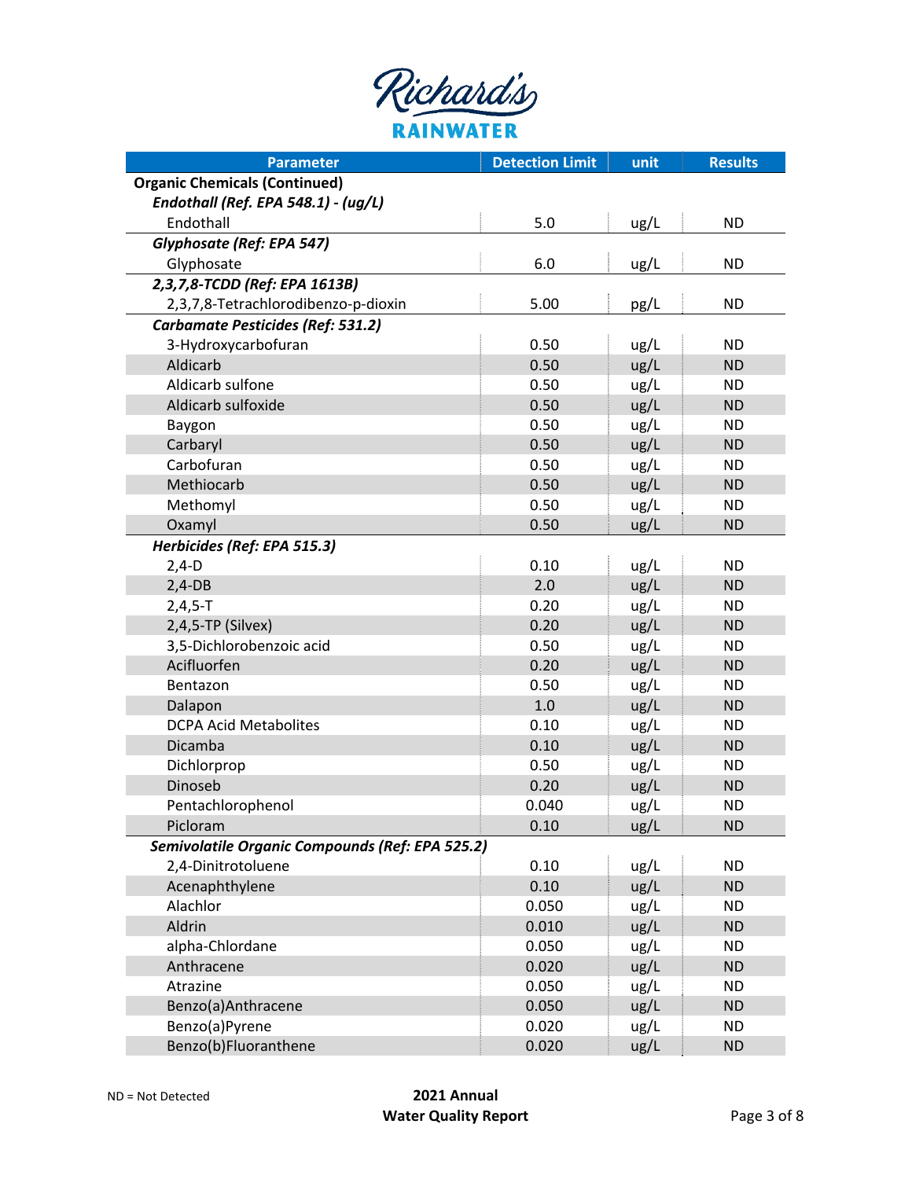Richard's RAINWATER

| Parameter | Detection Limit | unit | Results |
|---|---|---|---|
| **Organic Chemicals (Continued)** | | | |
| ***Endothall (Ref. EPA 548.1) - (ug/L)*** | | | |
| Endothall | 5.0 | ug/L | ND |
| ***Glyphosate (Ref: EPA 547)*** | | | |
| Glyphosate | 6.0 | ug/L | ND |
| ***2,3,7,8-TCDD (Ref: EPA 1613B)*** | | | |
| 2,3,7,8-Tetrachlorodibenzo-p-dioxin | 5.00 | pg/L | ND |
| ***Carbamate Pesticides (Ref: 531.2)*** | | | |
| 3-Hydroxycarbofuran | 0.50 | ug/L | ND |
| Aldicarb | 0.50 | ug/L | ND |
| Aldicarb sulfone | 0.50 | ug/L | ND |
| Aldicarb sulfoxide | 0.50 | ug/L | ND |
| Baygon | 0.50 | ug/L | ND |
| Carbaryl | 0.50 | ug/L | ND |
| Carbofuran | 0.50 | ug/L | ND |
| Methiocarb | 0.50 | ug/L | ND |
| Methomyl | 0.50 | ug/L | ND |
| Oxamyl | 0.50 | ug/L | ND |
| ***Herbicides (Ref: EPA 515.3)*** | | | |
| 2,4-D | 0.10 | ug/L | ND |
| 2,4-DB | 2.0 | ug/L | ND |
| 2,4,5-T | 0.20 | ug/L | ND |
| 2,4,5-TP (Silvex) | 0.20 | ug/L | ND |
| 3,5-Dichlorobenzoic acid | 0.50 | ug/L | ND |
| Acifluorfen | 0.20 | ug/L | ND |
| Bentazon | 0.50 | ug/L | ND |
| Dalapon | 1.0 | ug/L | ND |
| DCPA Acid Metabolites | 0.10 | ug/L | ND |
| Dicamba | 0.10 | ug/L | ND |
| Dichlorprop | 0.50 | ug/L | ND |
| Dinoseb | 0.20 | ug/L | ND |
| Pentachlorophenol | 0.040 | ug/L | ND |
| Picloram | 0.10 | ug/L | ND |
| ***Semivolatile Organic Compounds (Ref: EPA 525.2)*** | | | |
| 2,4-Dinitrotoluene | 0.10 | ug/L | ND |
| Acenaphthylene | 0.10 | ug/L | ND |
| Alachlor | 0.050 | ug/L | ND |
| Aldrin | 0.010 | ug/L | ND |
| alpha-Chlordane | 0.050 | ug/L | ND |
| Anthracene | 0.020 | ug/L | ND |
| Atrazine | 0.050 | ug/L | ND |
| Benzo(a)Anthracene | 0.050 | ug/L | ND |
| Benzo(a)Pyrene | 0.020 | ug/L | ND |
| Benzo(b)Fluoranthene | 0.020 | ug/L | ND |

ND = Not Detected

**2021 Annual Water Quality Report**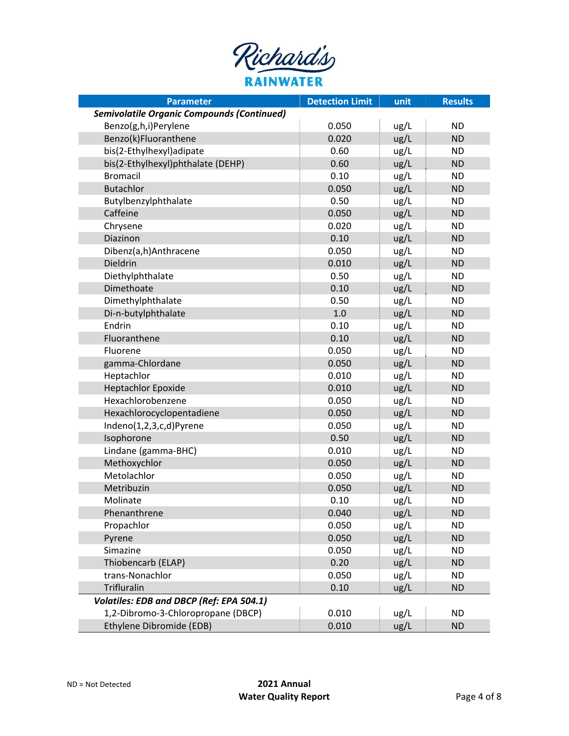Richard's RAINWATER

| Parameter | Detection Limit | unit | Results |
| --- | --- | --- | --- |
| ***Semivolatile Organic Compounds (Continued)*** | | | |
| Benzo(g,h,i)Perylene | 0.050 | ug/L | ND |
| Benzo(k)Fluoranthene | 0.020 | ug/L | ND |
| bis(2-Ethylhexyl)adipate | 0.60 | ug/L | ND |
| bis(2-Ethylhexyl)phthalate (DEHP) | 0.60 | ug/L | ND |
| Bromacil | 0.10 | ug/L | ND |
| Butachlor | 0.050 | ug/L | ND |
| Butylbenzylphthalate | 0.50 | ug/L | ND |
| Caffeine | 0.050 | ug/L | ND |
| Chrysene | 0.020 | ug/L | ND |
| Diazinon | 0.10 | ug/L | ND |
| Dibenz(a,h)Anthracene | 0.050 | ug/L | ND |
| Dieldrin | 0.010 | ug/L | ND |
| Diethylphthalate | 0.50 | ug/L | ND |
| Dimethoate | 0.10 | ug/L | ND |
| Dimethylphthalate | 0.50 | ug/L | ND |
| Di-n-butylphthalate | 1.0 | ug/L | ND |
| Endrin | 0.10 | ug/L | ND |
| Fluoranthene | 0.10 | ug/L | ND |
| Fluorene | 0.050 | ug/L | ND |
| gamma-Chlordane | 0.050 | ug/L | ND |
| Heptachlor | 0.010 | ug/L | ND |
| Heptachlor Epoxide | 0.010 | ug/L | ND |
| Hexachlorobenzene | 0.050 | ug/L | ND |
| Hexachlorocyclopentadiene | 0.050 | ug/L | ND |
| Indeno(1,2,3,c,d)Pyrene | 0.050 | ug/L | ND |
| Isophorone | 0.50 | ug/L | ND |
| Lindane (gamma-BHC) | 0.010 | ug/L | ND |
| Methoxychlor | 0.050 | ug/L | ND |
| Metolachlor | 0.050 | ug/L | ND |
| Metribuzin | 0.050 | ug/L | ND |
| Molinate | 0.10 | ug/L | ND |
| Phenanthrene | 0.040 | ug/L | ND |
| Propachlor | 0.050 | ug/L | ND |
| Pyrene | 0.050 | ug/L | ND |
| Simazine | 0.050 | ug/L | ND |
| Thiobencarb (ELAP) | 0.20 | ug/L | ND |
| trans-Nonachlor | 0.050 | ug/L | ND |
| Trifluralin | 0.10 | ug/L | ND |
| ***Volatiles: EDB and DBCP (Ref: EPA 504.1)*** | | | |
| 1,2-Dibromo-3-Chloropropane (DBCP) | 0.010 | ug/L | ND |
| Ethylene Dibromide (EDB) | 0.010 | ug/L | ND |

ND = Not Detected

**2021 Annual Water Quality Report**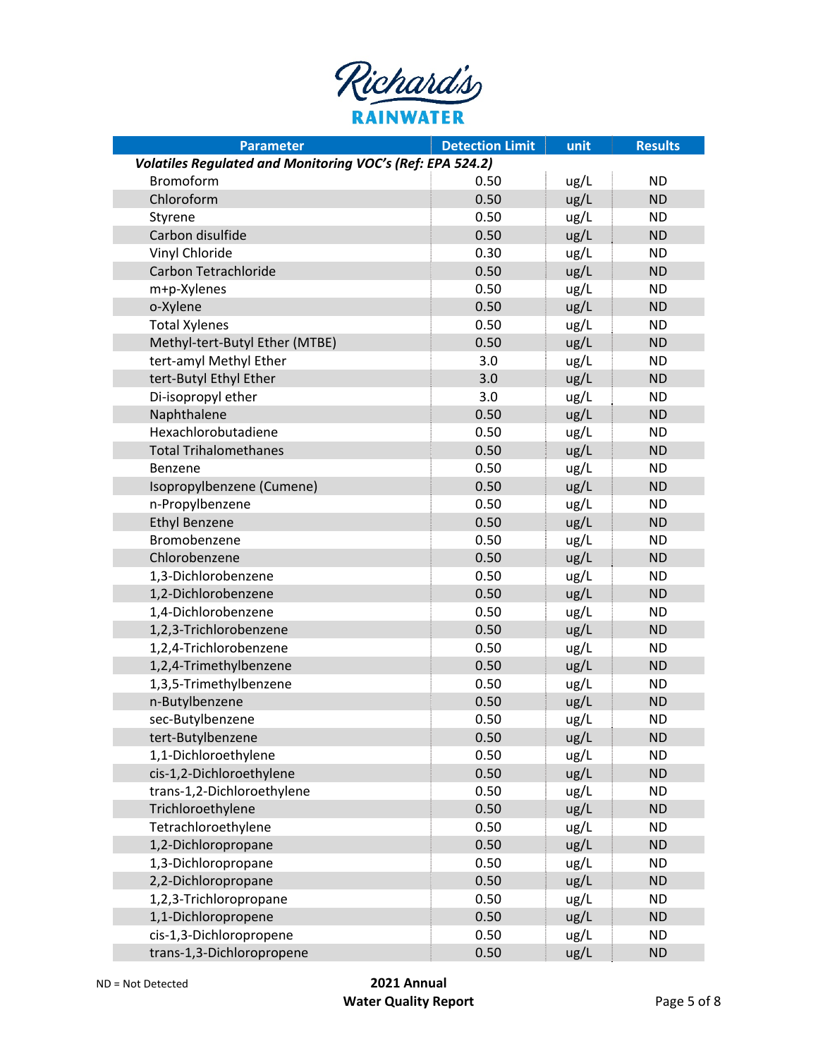Richard's RAINWATER

| Parameter | Detection Limit | unit | Results |
|---|---|---|---|
| ***Volatiles Regulated and Monitoring VOC's (Ref: EPA 524.2)*** | | | |
| Bromoform | 0.50 | ug/L | ND |
| Chloroform | 0.50 | ug/L | ND |
| Styrene | 0.50 | ug/L | ND |
| Carbon disulfide | 0.50 | ug/L | ND |
| Vinyl Chloride | 0.30 | ug/L | ND |
| Carbon Tetrachloride | 0.50 | ug/L | ND |
| m+p-Xylenes | 0.50 | ug/L | ND |
| o-Xylene | 0.50 | ug/L | ND |
| Total Xylenes | 0.50 | ug/L | ND |
| Methyl-tert-Butyl Ether (MTBE) | 0.50 | ug/L | ND |
| tert-amyl Methyl Ether | 3.0 | ug/L | ND |
| tert-Butyl Ethyl Ether | 3.0 | ug/L | ND |
| Di-isopropyl ether | 3.0 | ug/L | ND |
| Naphthalene | 0.50 | ug/L | ND |
| Hexachlorobutadiene | 0.50 | ug/L | ND |
| Total Trihalomethanes | 0.50 | ug/L | ND |
| Benzene | 0.50 | ug/L | ND |
| Isopropylbenzene (Cumene) | 0.50 | ug/L | ND |
| n-Propylbenzene | 0.50 | ug/L | ND |
| Ethyl Benzene | 0.50 | ug/L | ND |
| Bromobenzene | 0.50 | ug/L | ND |
| Chlorobenzene | 0.50 | ug/L | ND |
| 1,3-Dichlorobenzene | 0.50 | ug/L | ND |
| 1,2-Dichlorobenzene | 0.50 | ug/L | ND |
| 1,4-Dichlorobenzene | 0.50 | ug/L | ND |
| 1,2,3-Trichlorobenzene | 0.50 | ug/L | ND |
| 1,2,4-Trichlorobenzene | 0.50 | ug/L | ND |
| 1,2,4-Trimethylbenzene | 0.50 | ug/L | ND |
| 1,3,5-Trimethylbenzene | 0.50 | ug/L | ND |
| n-Butylbenzene | 0.50 | ug/L | ND |
| sec-Butylbenzene | 0.50 | ug/L | ND |
| tert-Butylbenzene | 0.50 | ug/L | ND |
| 1,1-Dichloroethylene | 0.50 | ug/L | ND |
| cis-1,2-Dichloroethylene | 0.50 | ug/L | ND |
| trans-1,2-Dichloroethylene | 0.50 | ug/L | ND |
| Trichloroethylene | 0.50 | ug/L | ND |
| Tetrachloroethylene | 0.50 | ug/L | ND |
| 1,2-Dichloropropane | 0.50 | ug/L | ND |
| 1,3-Dichloropropane | 0.50 | ug/L | ND |
| 2,2-Dichloropropane | 0.50 | ug/L | ND |
| 1,2,3-Trichloropropane | 0.50 | ug/L | ND |
| 1,1-Dichloropropene | 0.50 | ug/L | ND |
| cis-1,3-Dichloropropene | 0.50 | ug/L | ND |
| trans-1,3-Dichloropropene | 0.50 | ug/L | ND |

ND = Not Detected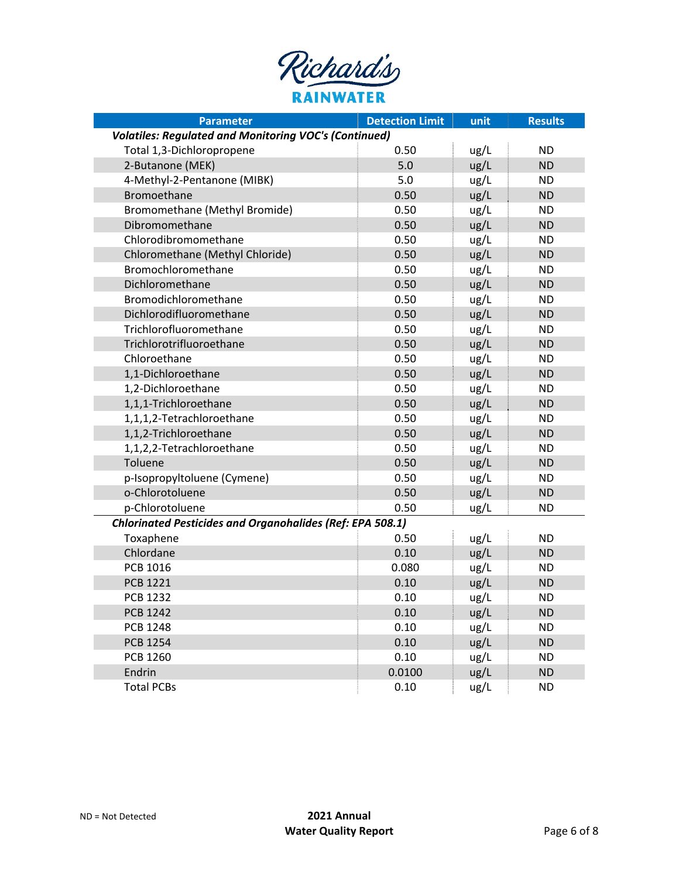# Richard's RAINWATER

| Parameter | Detection Limit | unit | Results |
|---|---|---|---|
| ***Volatiles: Regulated and Monitoring VOC's (Continued)*** | | | |
| Total 1,3-Dichloropropene | 0.50 | ug/L | ND |
| 2-Butanone (MEK) | 5.0 | ug/L | ND |
| 4-Methyl-2-Pentanone (MIBK) | 5.0 | ug/L | ND |
| Bromoethane | 0.50 | ug/L | ND |
| Bromomethane (Methyl Bromide) | 0.50 | ug/L | ND |
| Dibromomethane | 0.50 | ug/L | ND |
| Chlorodibromomethane | 0.50 | ug/L | ND |
| Chloromethane (Methyl Chloride) | 0.50 | ug/L | ND |
| Bromochloromethane | 0.50 | ug/L | ND |
| Dichloromethane | 0.50 | ug/L | ND |
| Bromodichloromethane | 0.50 | ug/L | ND |
| Dichlorodifluoromethane | 0.50 | ug/L | ND |
| Trichlorofluoromethane | 0.50 | ug/L | ND |
| Trichlorotrifluoroethane | 0.50 | ug/L | ND |
| Chloroethane | 0.50 | ug/L | ND |
| 1,1-Dichloroethane | 0.50 | ug/L | ND |
| 1,2-Dichloroethane | 0.50 | ug/L | ND |
| 1,1,1-Trichloroethane | 0.50 | ug/L | ND |
| 1,1,1,2-Tetrachloroethane | 0.50 | ug/L | ND |
| 1,1,2-Trichloroethane | 0.50 | ug/L | ND |
| 1,1,2,2-Tetrachloroethane | 0.50 | ug/L | ND |
| Toluene | 0.50 | ug/L | ND |
| p-Isopropyltoluene (Cymene) | 0.50 | ug/L | ND |
| o-Chlorotoluene | 0.50 | ug/L | ND |
| p-Chlorotoluene | 0.50 | ug/L | ND |
| ***Chlorinated Pesticides and Organohalides (Ref: EPA 508.1)*** | | | |
| Toxaphene | 0.50 | ug/L | ND |
| Chlordane | 0.10 | ug/L | ND |
| PCB 1016 | 0.080 | ug/L | ND |
| PCB 1221 | 0.10 | ug/L | ND |
| PCB 1232 | 0.10 | ug/L | ND |
| PCB 1242 | 0.10 | ug/L | ND |
| PCB 1248 | 0.10 | ug/L | ND |
| PCB 1254 | 0.10 | ug/L | ND |
| PCB 1260 | 0.10 | ug/L | ND |
| Endrin | 0.0100 | ug/L | ND |
| Total PCBs | 0.10 | ug/L | ND |

ND = Not Detected

**2021 Annual Water Quality Report**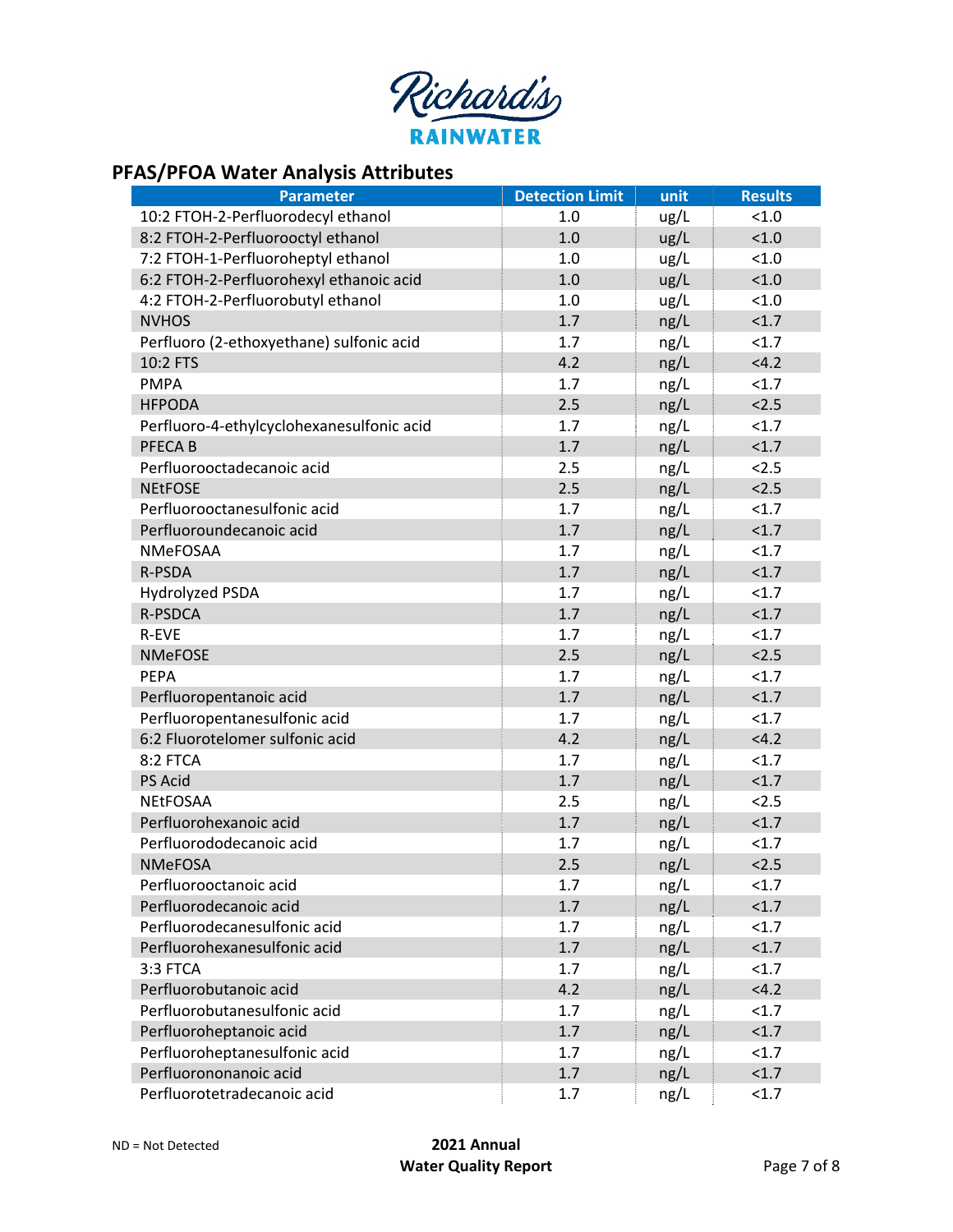Richard's RAINWATER

## PFAS/PFOA Water Analysis Attributes

| Parameter | Detection Limit | unit | Results |
|---|---|---|---|
| 10:2 FTOH-2-Perfluorodecyl ethanol | 1.0 | ug/L | <1.0 |
| 8:2 FTOH-2-Perfluorooctyl ethanol | 1.0 | ug/L | <1.0 |
| 7:2 FTOH-1-Perfluoroheptyl ethanol | 1.0 | ug/L | <1.0 |
| 6:2 FTOH-2-Perfluorohexyl ethanoic acid | 1.0 | ug/L | <1.0 |
| 4:2 FTOH-2-Perfluorobutyl ethanol | 1.0 | ug/L | <1.0 |
| NVHOS | 1.7 | ng/L | <1.7 |
| Perfluoro (2-ethoxyethane) sulfonic acid | 1.7 | ng/L | <1.7 |
| 10:2 FTS | 4.2 | ng/L | <4.2 |
| PMPA | 1.7 | ng/L | <1.7 |
| HFPODA | 2.5 | ng/L | <2.5 |
| Perfluoro-4-ethylcyclohexanesulfonic acid | 1.7 | ng/L | <1.7 |
| PFECA B | 1.7 | ng/L | <1.7 |
| Perfluorooctadecanoic acid | 2.5 | ng/L | <2.5 |
| NEtFOSE | 2.5 | ng/L | <2.5 |
| Perfluorooctanesulfonic acid | 1.7 | ng/L | <1.7 |
| Perfluoroundecanoic acid | 1.7 | ng/L | <1.7 |
| NMeFOSAA | 1.7 | ng/L | <1.7 |
| R-PSDA | 1.7 | ng/L | <1.7 |
| Hydrolyzed PSDA | 1.7 | ng/L | <1.7 |
| R-PSDCA | 1.7 | ng/L | <1.7 |
| R-EVE | 1.7 | ng/L | <1.7 |
| NMeFOSE | 2.5 | ng/L | <2.5 |
| PEPA | 1.7 | ng/L | <1.7 |
| Perfluoropentanoic acid | 1.7 | ng/L | <1.7 |
| Perfluoropentanesulfonic acid | 1.7 | ng/L | <1.7 |
| 6:2 Fluorotelomer sulfonic acid | 4.2 | ng/L | <4.2 |
| 8:2 FTCA | 1.7 | ng/L | <1.7 |
| PS Acid | 1.7 | ng/L | <1.7 |
| NEtFOSAA | 2.5 | ng/L | <2.5 |
| Perfluorohexanoic acid | 1.7 | ng/L | <1.7 |
| Perfluorododecanoic acid | 1.7 | ng/L | <1.7 |
| NMeFOSA | 2.5 | ng/L | <2.5 |
| Perfluorooctanoic acid | 1.7 | ng/L | <1.7 |
| Perfluorodecanoic acid | 1.7 | ng/L | <1.7 |
| Perfluorodecanesulfonic acid | 1.7 | ng/L | <1.7 |
| Perfluorohexanesulfonic acid | 1.7 | ng/L | <1.7 |
| 3:3 FTCA | 1.7 | ng/L | <1.7 |
| Perfluorobutanoic acid | 4.2 | ng/L | <4.2 |
| Perfluorobutanesulfonic acid | 1.7 | ng/L | <1.7 |
| Perfluoroheptanoic acid | 1.7 | ng/L | <1.7 |
| Perfluoroheptanesulfonic acid | 1.7 | ng/L | <1.7 |
| Perfluorononanoic acid | 1.7 | ng/L | <1.7 |
| Perfluorotetradecanoic acid | 1.7 | ng/L | <1.7 |

ND = Not Detected

**2021 Annual Water Quality Report**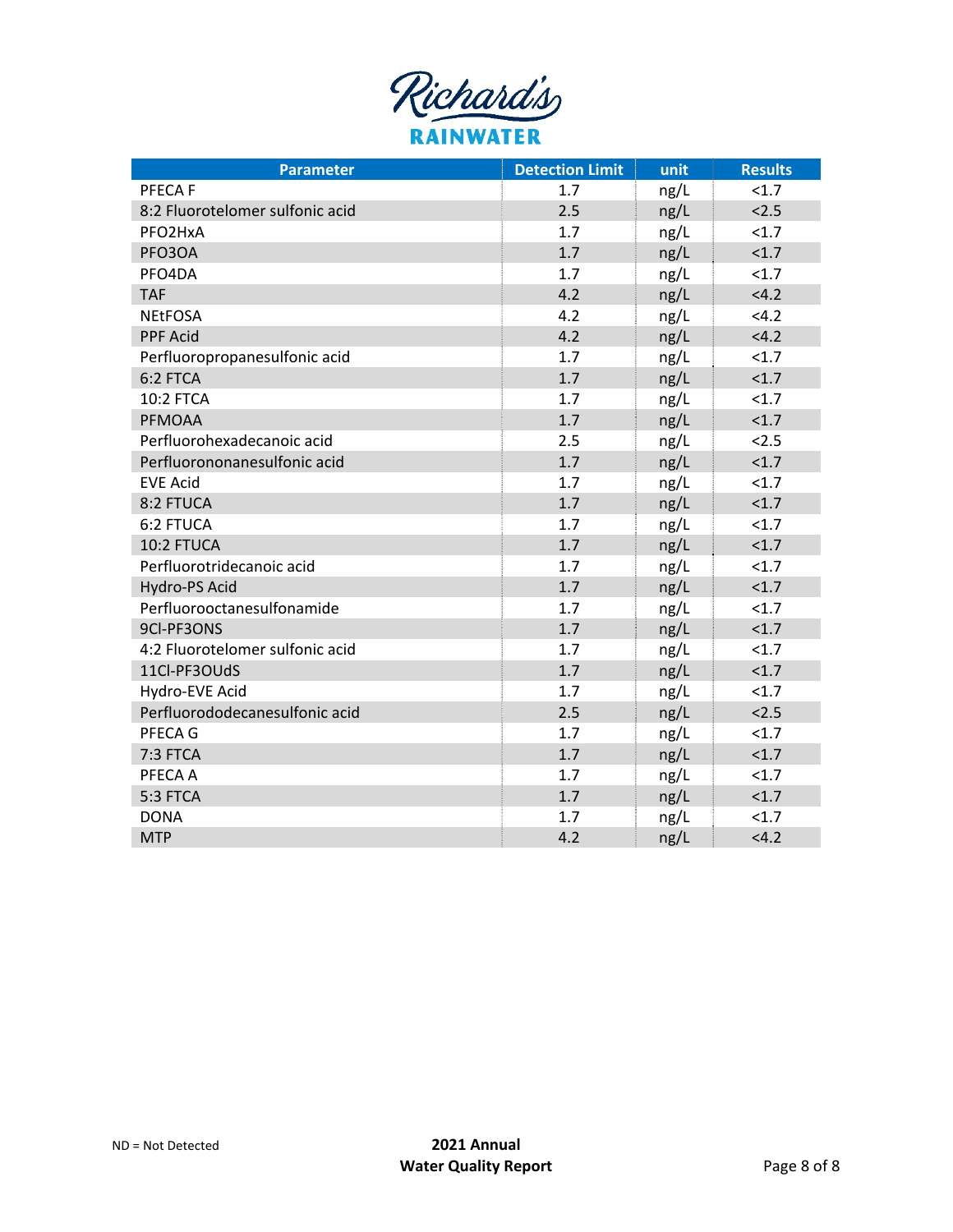Richard's RAINWATER

| Parameter | Detection Limit | unit | Results |
|---|---|---|---|
| PFECA F | 1.7 | ng/L | <1.7 |
| 8:2 Fluorotelomer sulfonic acid | 2.5 | ng/L | <2.5 |
| PFO2HxA | 1.7 | ng/L | <1.7 |
| PFO3OA | 1.7 | ng/L | <1.7 |
| PFO4DA | 1.7 | ng/L | <1.7 |
| TAF | 4.2 | ng/L | <4.2 |
| NEtFOSA | 4.2 | ng/L | <4.2 |
| PPF Acid | 4.2 | ng/L | <4.2 |
| Perfluoropropanesulfonic acid | 1.7 | ng/L | <1.7 |
| 6:2 FTCA | 1.7 | ng/L | <1.7 |
| 10:2 FTCA | 1.7 | ng/L | <1.7 |
| PFMOAA | 1.7 | ng/L | <1.7 |
| Perfluorohexadecanoic acid | 2.5 | ng/L | <2.5 |
| Perfluorononanesulfonic acid | 1.7 | ng/L | <1.7 |
| EVE Acid | 1.7 | ng/L | <1.7 |
| 8:2 FTUCA | 1.7 | ng/L | <1.7 |
| 6:2 FTUCA | 1.7 | ng/L | <1.7 |
| 10:2 FTUCA | 1.7 | ng/L | <1.7 |
| Perfluorotridecanoic acid | 1.7 | ng/L | <1.7 |
| Hydro-PS Acid | 1.7 | ng/L | <1.7 |
| Perfluorooctanesulfonamide | 1.7 | ng/L | <1.7 |
| 9Cl-PF3ONS | 1.7 | ng/L | <1.7 |
| 4:2 Fluorotelomer sulfonic acid | 1.7 | ng/L | <1.7 |
| 11Cl-PF3OUdS | 1.7 | ng/L | <1.7 |
| Hydro-EVE Acid | 1.7 | ng/L | <1.7 |
| Perfluorododecanesulfonic acid | 2.5 | ng/L | <2.5 |
| PFECA G | 1.7 | ng/L | <1.7 |
| 7:3 FTCA | 1.7 | ng/L | <1.7 |
| PFECA A | 1.7 | ng/L | <1.7 |
| 5:3 FTCA | 1.7 | ng/L | <1.7 |
| DONA | 1.7 | ng/L | <1.7 |
| MTP | 4.2 | ng/L | <4.2 |

ND = Not Detected

**2021 Annual Water Quality Report**